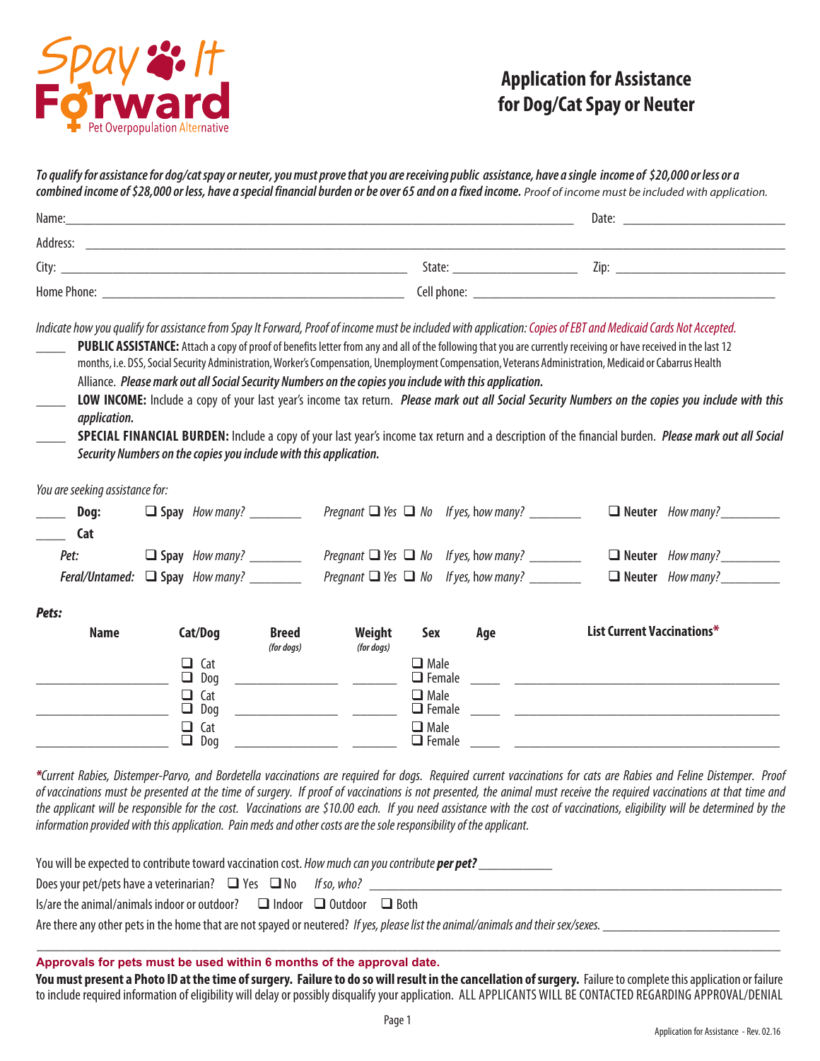Spay It Forward
Pet Overpopulation Alternative

# Application for Assistance for Dog/Cat Spay or Neuter

***To qualify for assistance for dog/cat spay or neuter, you must prove that you are receiving public assistance, have a single income of $20,000 or less or a combined income of $28,000 or less, have a special financial burden or be over 65 and on a fixed income.*** *Proof of income must be included with application.*

Name:__________________________________________ Date: ____________________

Address: ____________________________________________________________________

City: ______________________________ State: ______________ Zip: ____________________

Home Phone: ______________________________ Cell phone: ______________________________

*Indicate how you qualify for assistance from Spay It Forward, Proof of income must be included with application: Copies of EBT and Medicaid Cards Not Accepted.*

____ **PUBLIC ASSISTANCE:** Attach a copy of proof of benefits letter from any and all of the following that you are currently receiving or have received in the last 12 months, i.e. DSS, Social Security Administration, Worker's Compensation, Unemployment Compensation, Veterans Administration, Medicaid or Cabarrus Health Alliance. ***Please mark out all Social Security Numbers on the copies you include with this application.***

____ **LOW INCOME:** Include a copy of your last year's income tax return. ***Please mark out all Social Security Numbers on the copies you include with this application.***

____ **SPECIAL FINANCIAL BURDEN:** Include a copy of your last year's income tax return and a description of the financial burden. ***Please mark out all Social Security Numbers on the copies you include with this application.***

*You are seeking assistance for:*

____ **Dog:** ❑ **Spay** *How many?* _______ *Pregnant* ❑ *Yes* ❑ *No* *If yes, how many?* _______ ❑ **Neuter** *How many?* ________

____ **Cat**

*Pet:* ❑ **Spay** *How many?* _______ *Pregnant* ❑ *Yes* ❑ *No* *If yes, how many?* _______ ❑ **Neuter** *How many?* ________

*Feral/Untamed:* ❑ **Spay** *How many?* _______ *Pregnant* ❑ *Yes* ❑ *No* *If yes, how many?* _______ ❑ **Neuter** *How many?* ________

***Pets:***

| Name | Cat/Dog | Breed *(for dogs)* | Weight *(for dogs)* | Sex | Age | List Current Vaccinations* |
|---|---|---|---|---|---|---|
| ________ | ❑ Cat ❑ Dog | ________ | ______ | ❑ Male ❑ Female | ____ | ________________ |
| ________ | ❑ Cat ❑ Dog | ________ | ______ | ❑ Male ❑ Female | ____ | ________________ |
| ________ | ❑ Cat ❑ Dog | ________ | ______ | ❑ Male ❑ Female | ____ | ________________ |

**\****Current Rabies, Distemper-Parvo, and Bordetella vaccinations are required for dogs. Required current vaccinations for cats are Rabies and Feline Distemper. Proof of vaccinations must be presented at the time of surgery. If proof of vaccinations is not presented, the animal must receive the required vaccinations at that time and the applicant will be responsible for the cost. Vaccinations are $10.00 each. If you need assistance with the cost of vaccinations, eligibility will be determined by the information provided with this application. Pain meds and other costs are the sole responsibility of the applicant.*

You will be expected to contribute toward vaccination cost. *How much can you contribute* ***per pet?*** __________

Does your pet/pets have a veterinarian? ❑ Yes ❑ No *If so, who?* ______________________________

Is/are the animal/animals indoor or outdoor? ❑ Indoor ❑ Outdoor ❑ Both

Are there any other pets in the home that are not spayed or neutered? *If yes, please list the animal/animals and their sex/sexes.* ____________________

**Approvals for pets must be used within 6 months of the approval date.**

**You must present a Photo ID at the time of surgery. Failure to do so will result in the cancellation of surgery.** Failure to complete this application or failure to include required information of eligibility will delay or possibly disqualify your application. ALL APPLICANTS WILL BE CONTACTED REGARDING APPROVAL/DENIAL

Application for Assistance - Rev. 02.16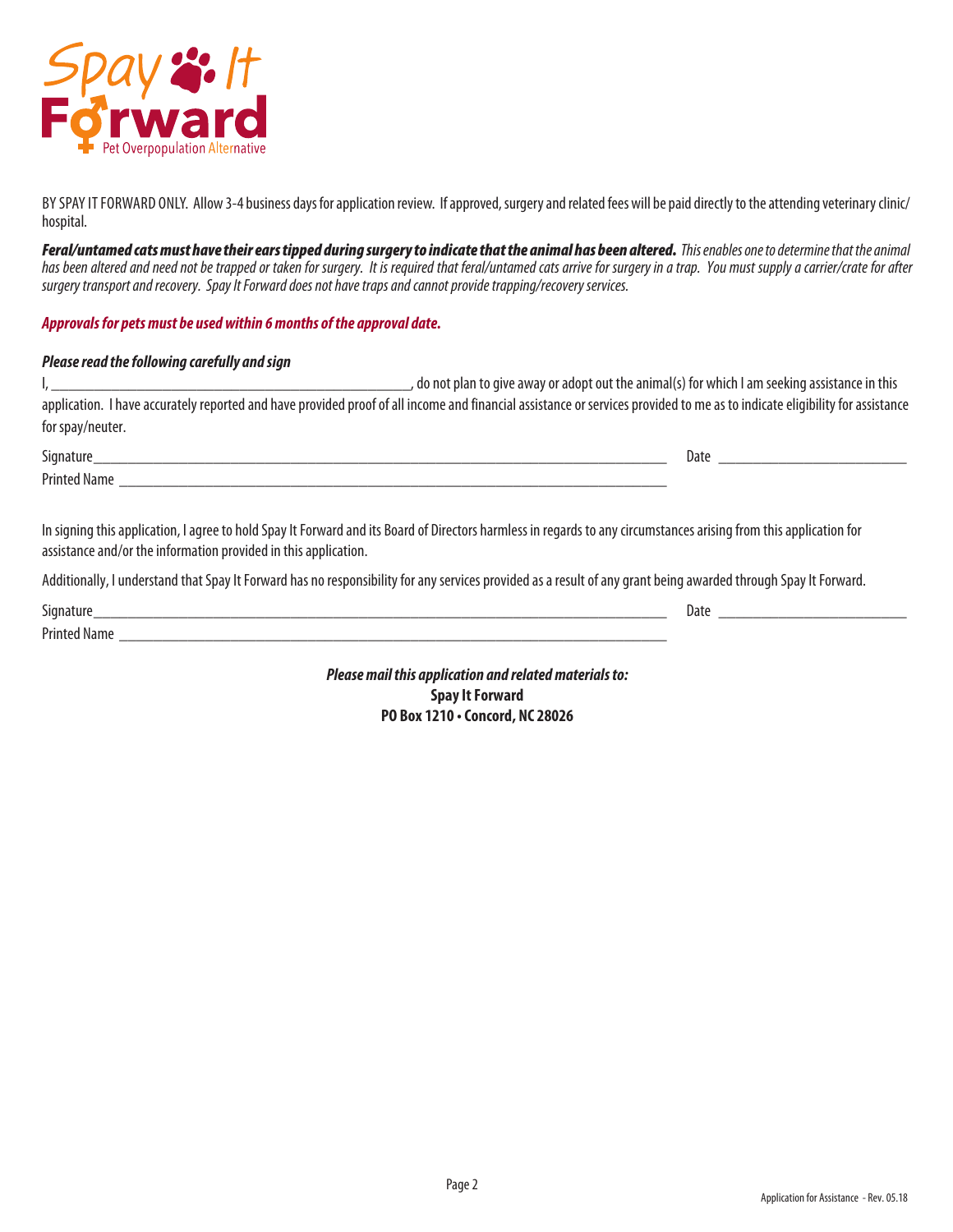Spay It Forward
Pet Overpopulation Alternative

BY SPAY IT FORWARD ONLY. Allow 3-4 business days for application review. If approved, surgery and related fees will be paid directly to the attending veterinary clinic/ hospital.

***Feral/untamed cats must have their ears tipped during surgery to indicate that the animal has been altered.*** *This enables one to determine that the animal has been altered and need not be trapped or taken for surgery. It is required that feral/untamed cats arrive for surgery in a trap. You must supply a carrier/crate for after surgery transport and recovery. Spay It Forward does not have traps and cannot provide trapping/recovery services.*

***Approvals for pets must be used within 6 months of the approval date.***

***Please read the following carefully and sign***

I, ______________________________________________, do not plan to give away or adopt out the animal(s) for which I am seeking assistance in this application. I have accurately reported and have provided proof of all income and financial assistance or services provided to me as to indicate eligibility for assistance for spay/neuter.

Signature_____________________________________________________________ Date _______________________

Printed Name _________________________________________________________

In signing this application, I agree to hold Spay It Forward and its Board of Directors harmless in regards to any circumstances arising from this application for assistance and/or the information provided in this application.

Additionally, I understand that Spay It Forward has no responsibility for any services provided as a result of any grant being awarded through Spay It Forward.

Signature_____________________________________________________________ Date _______________________

Printed Name _________________________________________________________

***Please mail this application and related materials to:***
**Spay It Forward**
**PO Box 1210 • Concord, NC 28026**

Application for Assistance - Rev. 05.18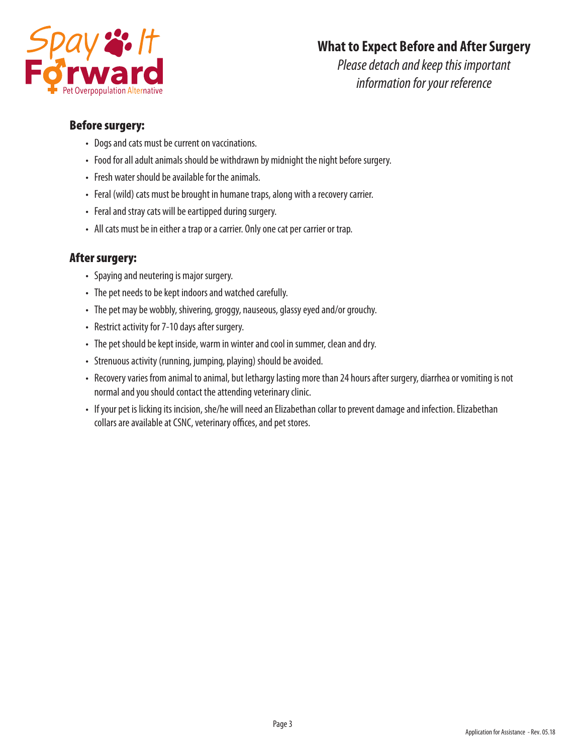Spay It Forward
Pet Overpopulation Alternative

# What to Expect Before and After Surgery

*Please detach and keep this important information for your reference*

## Before surgery:

- Dogs and cats must be current on vaccinations.
- Food for all adult animals should be withdrawn by midnight the night before surgery.
- Fresh water should be available for the animals.
- Feral (wild) cats must be brought in humane traps, along with a recovery carrier.
- Feral and stray cats will be eartipped during surgery.
- All cats must be in either a trap or a carrier. Only one cat per carrier or trap.

## After surgery:

- Spaying and neutering is major surgery.
- The pet needs to be kept indoors and watched carefully.
- The pet may be wobbly, shivering, groggy, nauseous, glassy eyed and/or grouchy.
- Restrict activity for 7-10 days after surgery.
- The pet should be kept inside, warm in winter and cool in summer, clean and dry.
- Strenuous activity (running, jumping, playing) should be avoided.
- Recovery varies from animal to animal, but lethargy lasting more than 24 hours after surgery, diarrhea or vomiting is not normal and you should contact the attending veterinary clinic.
- If your pet is licking its incision, she/he will need an Elizabethan collar to prevent damage and infection. Elizabethan collars are available at CSNC, veterinary offices, and pet stores.

Application for Assistance - Rev. 05.18